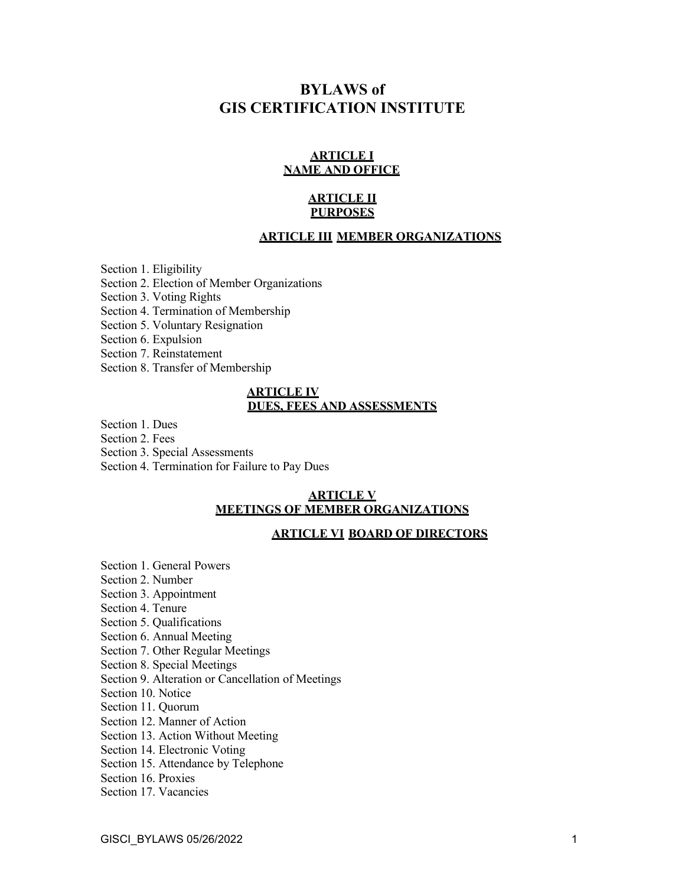# BYLAWS of
# GIS CERTIFICATION INSTITUTE

## ARTICLE I
## NAME AND OFFICE

## ARTICLE II
## PURPOSES

## ARTICLE III MEMBER ORGANIZATIONS

Section 1. Eligibility
Section 2. Election of Member Organizations
Section 3. Voting Rights
Section 4. Termination of Membership
Section 5. Voluntary Resignation
Section 6. Expulsion
Section 7. Reinstatement
Section 8. Transfer of Membership

## ARTICLE IV
## DUES, FEES AND ASSESSMENTS

Section 1. Dues
Section 2. Fees
Section 3. Special Assessments
Section 4. Termination for Failure to Pay Dues

## ARTICLE V
## MEETINGS OF MEMBER ORGANIZATIONS

## ARTICLE VI BOARD OF DIRECTORS

Section 1. General Powers
Section 2. Number
Section 3. Appointment
Section 4. Tenure
Section 5. Qualifications
Section 6. Annual Meeting
Section 7. Other Regular Meetings
Section 8. Special Meetings
Section 9. Alteration or Cancellation of Meetings
Section 10. Notice
Section 11. Quorum
Section 12. Manner of Action
Section 13. Action Without Meeting
Section 14. Electronic Voting
Section 15. Attendance by Telephone
Section 16. Proxies
Section 17. Vacancies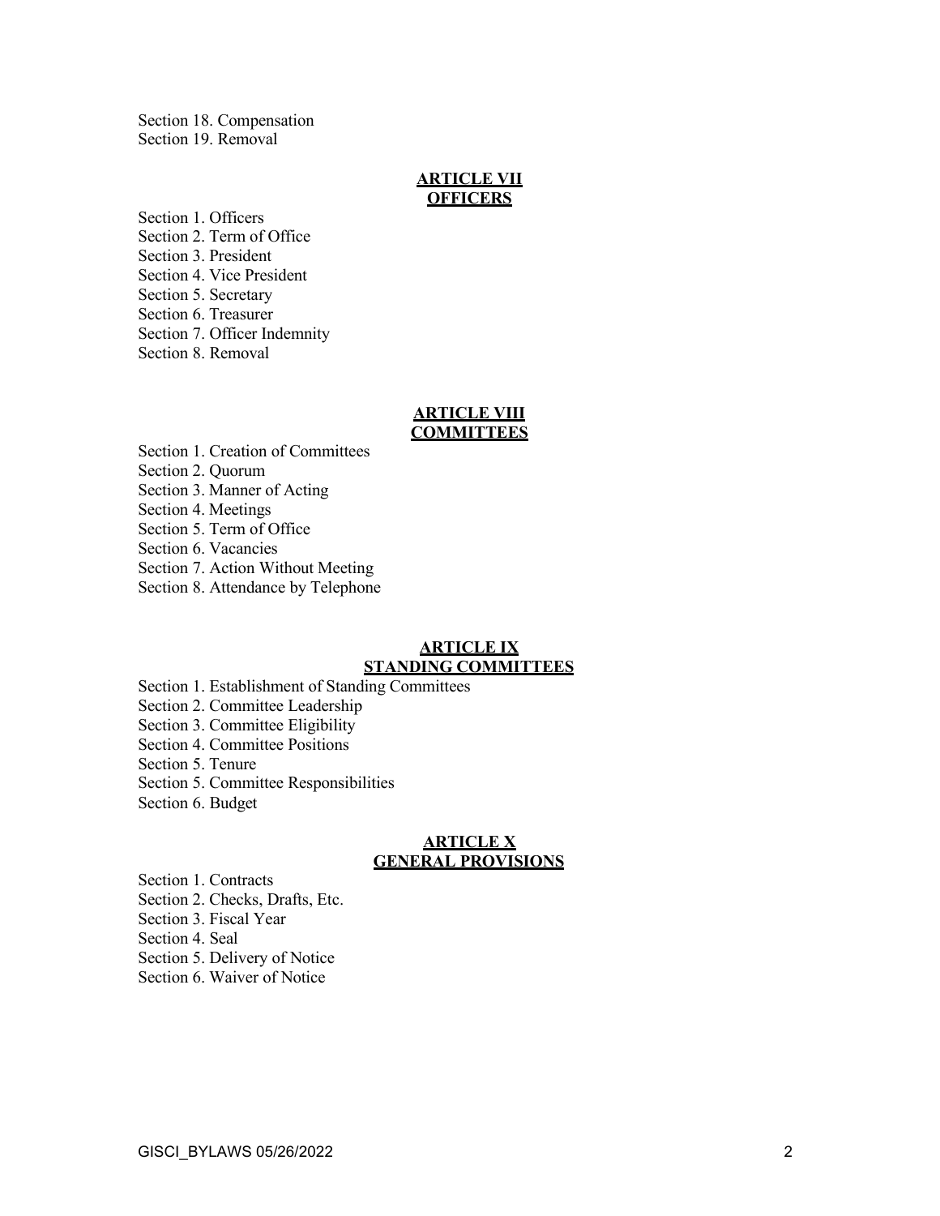Section 18. Compensation
Section 19. Removal

## ARTICLE VII
## OFFICERS

Section 1. Officers
Section 2. Term of Office
Section 3. President
Section 4. Vice President
Section 5. Secretary
Section 6. Treasurer
Section 7. Officer Indemnity
Section 8. Removal

## ARTICLE VIII
## COMMITTEES

Section 1. Creation of Committees
Section 2. Quorum
Section 3. Manner of Acting
Section 4. Meetings
Section 5. Term of Office
Section 6. Vacancies
Section 7. Action Without Meeting
Section 8. Attendance by Telephone

## ARTICLE IX
## STANDING COMMITTEES

Section 1. Establishment of Standing Committees
Section 2. Committee Leadership
Section 3. Committee Eligibility
Section 4. Committee Positions
Section 5. Tenure
Section 5. Committee Responsibilities
Section 6. Budget

## ARTICLE X
## GENERAL PROVISIONS

Section 1. Contracts
Section 2. Checks, Drafts, Etc.
Section 3. Fiscal Year
Section 4. Seal
Section 5. Delivery of Notice
Section 6. Waiver of Notice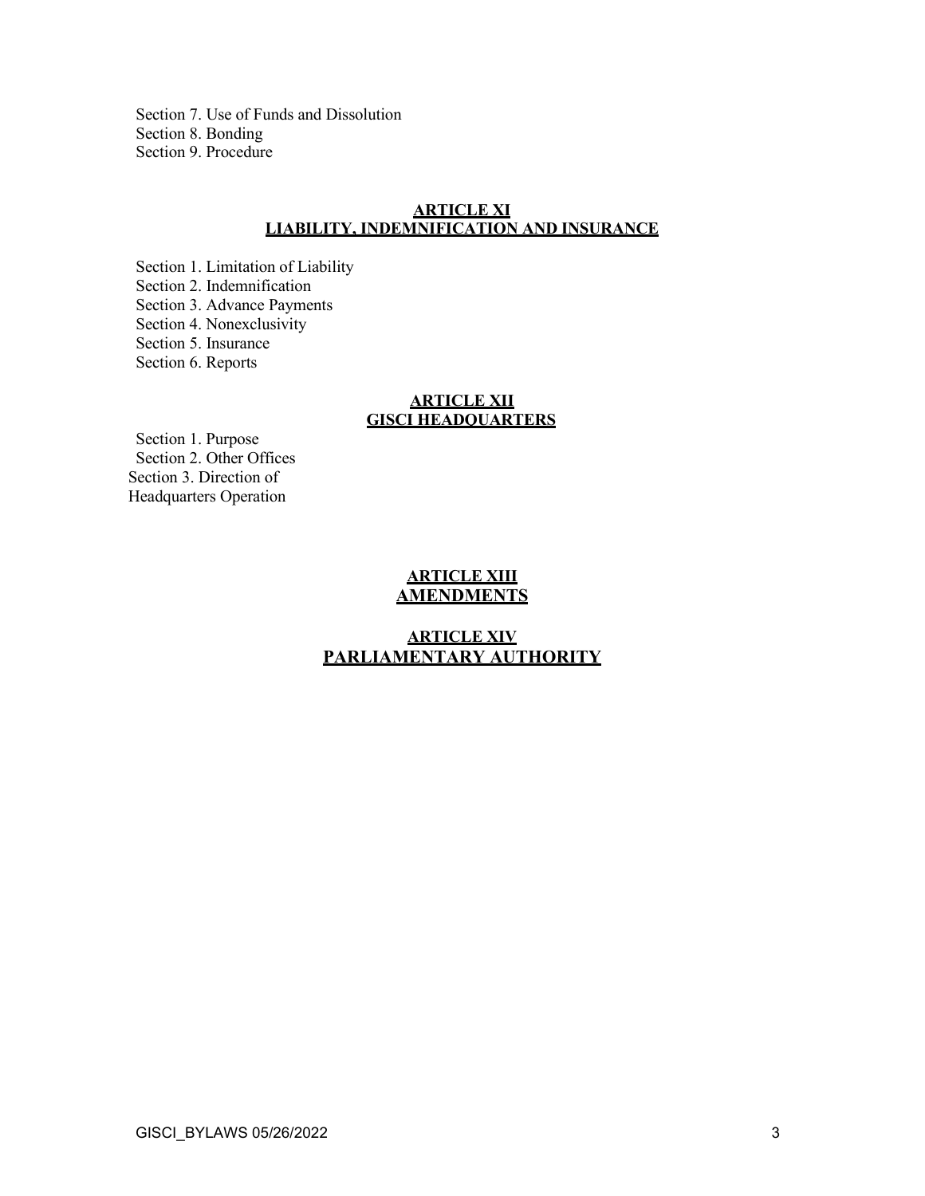Section 7. Use of Funds and Dissolution
Section 8. Bonding
Section 9. Procedure

## ARTICLE XI
## LIABILITY, INDEMNIFICATION AND INSURANCE

Section 1. Limitation of Liability
Section 2. Indemnification
Section 3. Advance Payments
Section 4. Nonexclusivity
Section 5. Insurance
Section 6. Reports

## ARTICLE XII
## GISCI HEADQUARTERS

Section 1. Purpose
Section 2. Other Offices
Section 3. Direction of Headquarters Operation

## ARTICLE XIII
## AMENDMENTS

## ARTICLE XIV
## PARLIAMENTARY AUTHORITY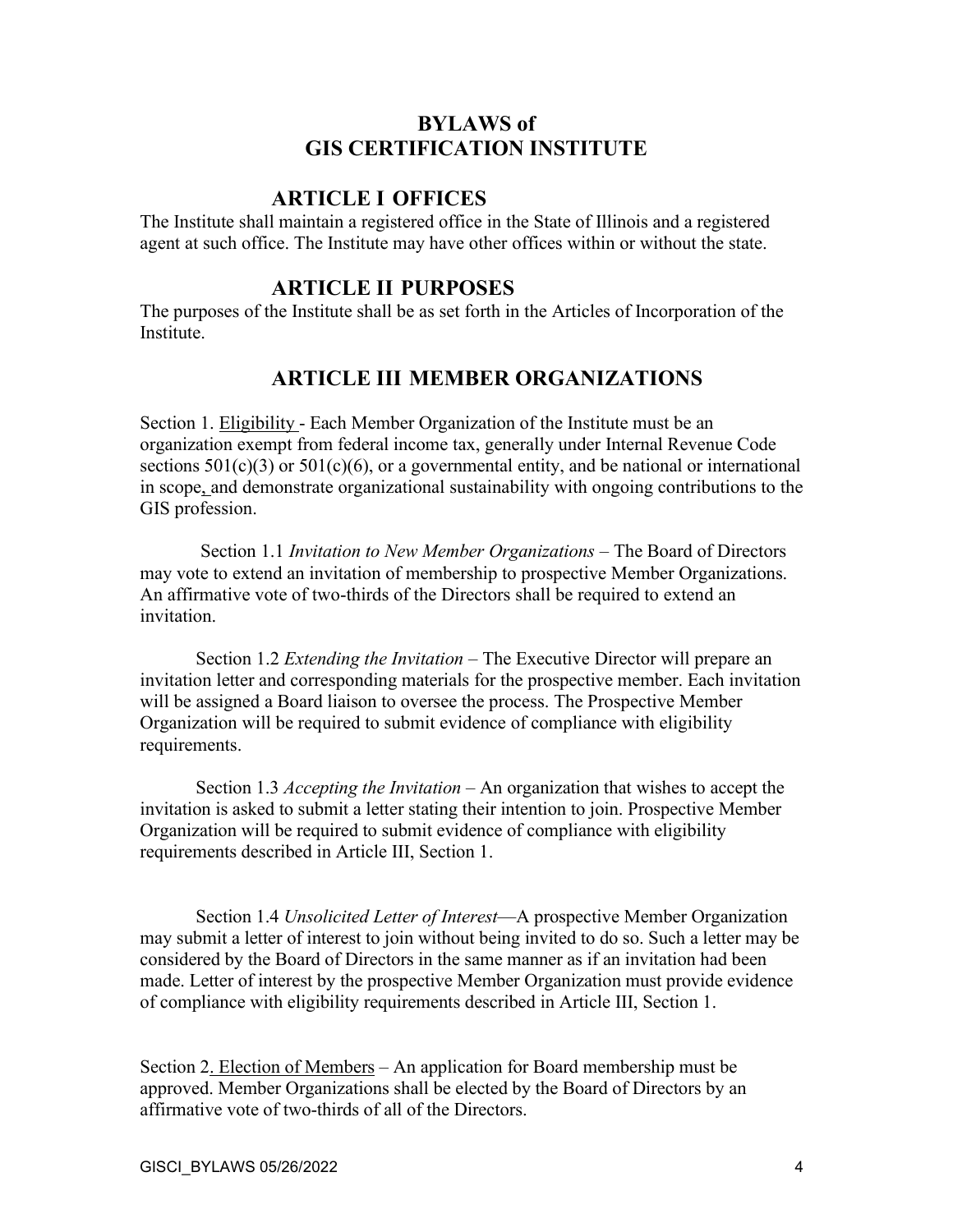# BYLAWS of GIS CERTIFICATION INSTITUTE

## ARTICLE I OFFICES

The Institute shall maintain a registered office in the State of Illinois and a registered agent at such office. The Institute may have other offices within or without the state.

## ARTICLE II PURPOSES

The purposes of the Institute shall be as set forth in the Articles of Incorporation of the Institute.

## ARTICLE III MEMBER ORGANIZATIONS

Section 1. Eligibility - Each Member Organization of the Institute must be an organization exempt from federal income tax, generally under Internal Revenue Code sections 501(c)(3) or 501(c)(6), or a governmental entity, and be national or international in scope, and demonstrate organizational sustainability with ongoing contributions to the GIS profession.

Section 1.1 *Invitation to New Member Organizations* – The Board of Directors may vote to extend an invitation of membership to prospective Member Organizations. An affirmative vote of two-thirds of the Directors shall be required to extend an invitation.

Section 1.2 *Extending the Invitation* – The Executive Director will prepare an invitation letter and corresponding materials for the prospective member. Each invitation will be assigned a Board liaison to oversee the process. The Prospective Member Organization will be required to submit evidence of compliance with eligibility requirements.

Section 1.3 *Accepting the Invitation* – An organization that wishes to accept the invitation is asked to submit a letter stating their intention to join. Prospective Member Organization will be required to submit evidence of compliance with eligibility requirements described in Article III, Section 1.

Section 1.4 *Unsolicited Letter of Interest*—A prospective Member Organization may submit a letter of interest to join without being invited to do so. Such a letter may be considered by the Board of Directors in the same manner as if an invitation had been made. Letter of interest by the prospective Member Organization must provide evidence of compliance with eligibility requirements described in Article III, Section 1.

Section 2. Election of Members – An application for Board membership must be approved. Member Organizations shall be elected by the Board of Directors by an affirmative vote of two-thirds of all of the Directors.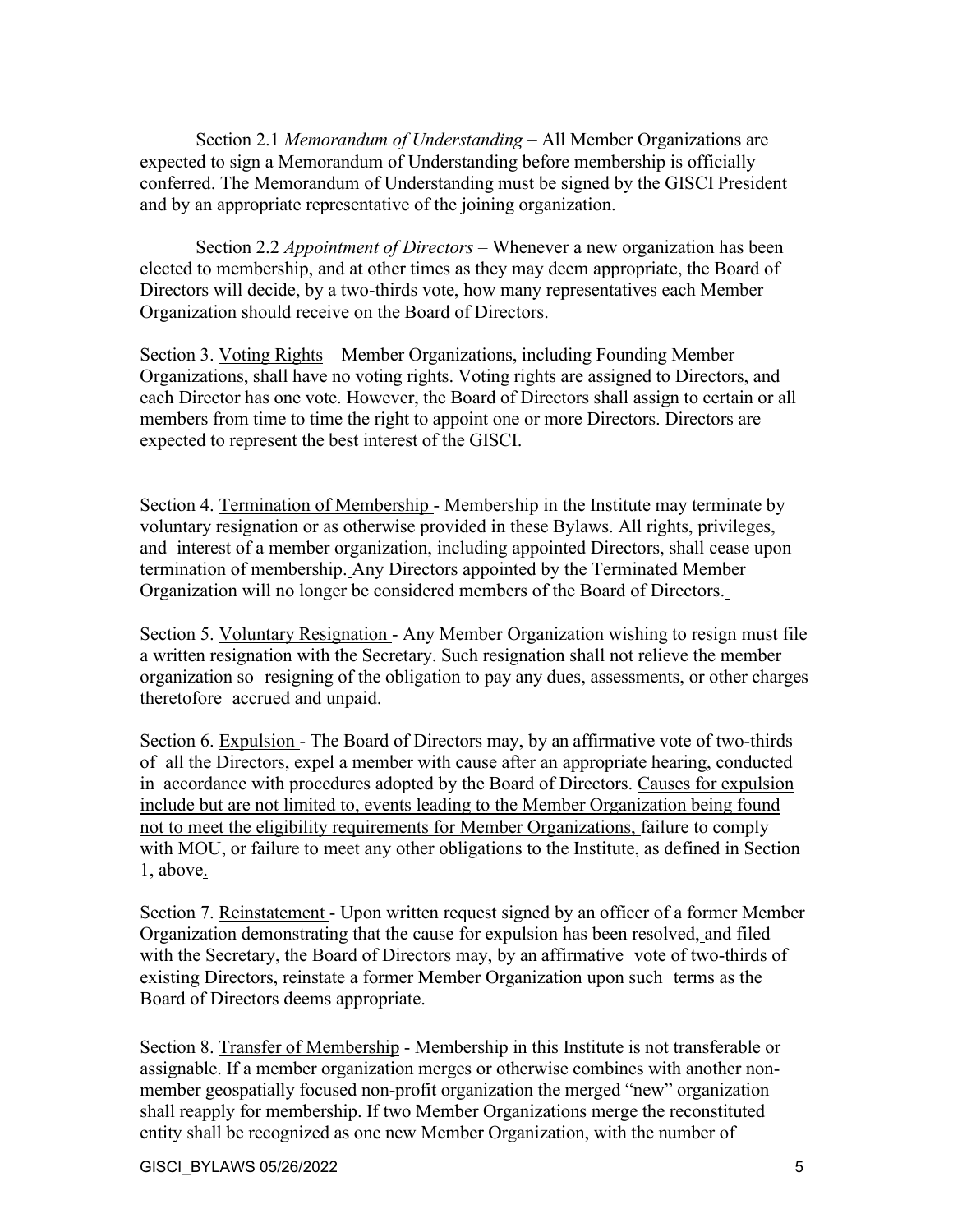Section 2.1 *Memorandum of Understanding* – All Member Organizations are expected to sign a Memorandum of Understanding before membership is officially conferred. The Memorandum of Understanding must be signed by the GISCI President and by an appropriate representative of the joining organization.

Section 2.2 *Appointment of Directors* – Whenever a new organization has been elected to membership, and at other times as they may deem appropriate, the Board of Directors will decide, by a two-thirds vote, how many representatives each Member Organization should receive on the Board of Directors.

Section 3. <u>Voting Rights</u> – Member Organizations, including Founding Member Organizations, shall have no voting rights. Voting rights are assigned to Directors, and each Director has one vote. However, the Board of Directors shall assign to certain or all members from time to time the right to appoint one or more Directors. Directors are expected to represent the best interest of the GISCI.

Section 4. <u>Termination of Membership</u> - Membership in the Institute may terminate by voluntary resignation or as otherwise provided in these Bylaws. All rights, privileges, and interest of a member organization, including appointed Directors, shall cease upon termination of membership. Any Directors appointed by the Terminated Member Organization will no longer be considered members of the Board of Directors.

Section 5. <u>Voluntary Resignation</u> - Any Member Organization wishing to resign must file a written resignation with the Secretary. Such resignation shall not relieve the member organization so resigning of the obligation to pay any dues, assessments, or other charges theretofore accrued and unpaid.

Section 6. <u>Expulsion</u> - The Board of Directors may, by an affirmative vote of two-thirds of all the Directors, expel a member with cause after an appropriate hearing, conducted in accordance with procedures adopted by the Board of Directors. <u>Causes for expulsion include but are not limited to, events leading to the Member Organization being found not to meet the eligibility requirements for Member Organizations,</u> failure to comply with MOU, or failure to meet any other obligations to the Institute, as defined in Section 1, above.

Section 7. <u>Reinstatement</u> - Upon written request signed by an officer of a former Member Organization demonstrating that the cause for expulsion has been resolved, and filed with the Secretary, the Board of Directors may, by an affirmative vote of two-thirds of existing Directors, reinstate a former Member Organization upon such terms as the Board of Directors deems appropriate.

Section 8. <u>Transfer of Membership</u> - Membership in this Institute is not transferable or assignable. If a member organization merges or otherwise combines with another non-member geospatially focused non-profit organization the merged "new" organization shall reapply for membership. If two Member Organizations merge the reconstituted entity shall be recognized as one new Member Organization, with the number of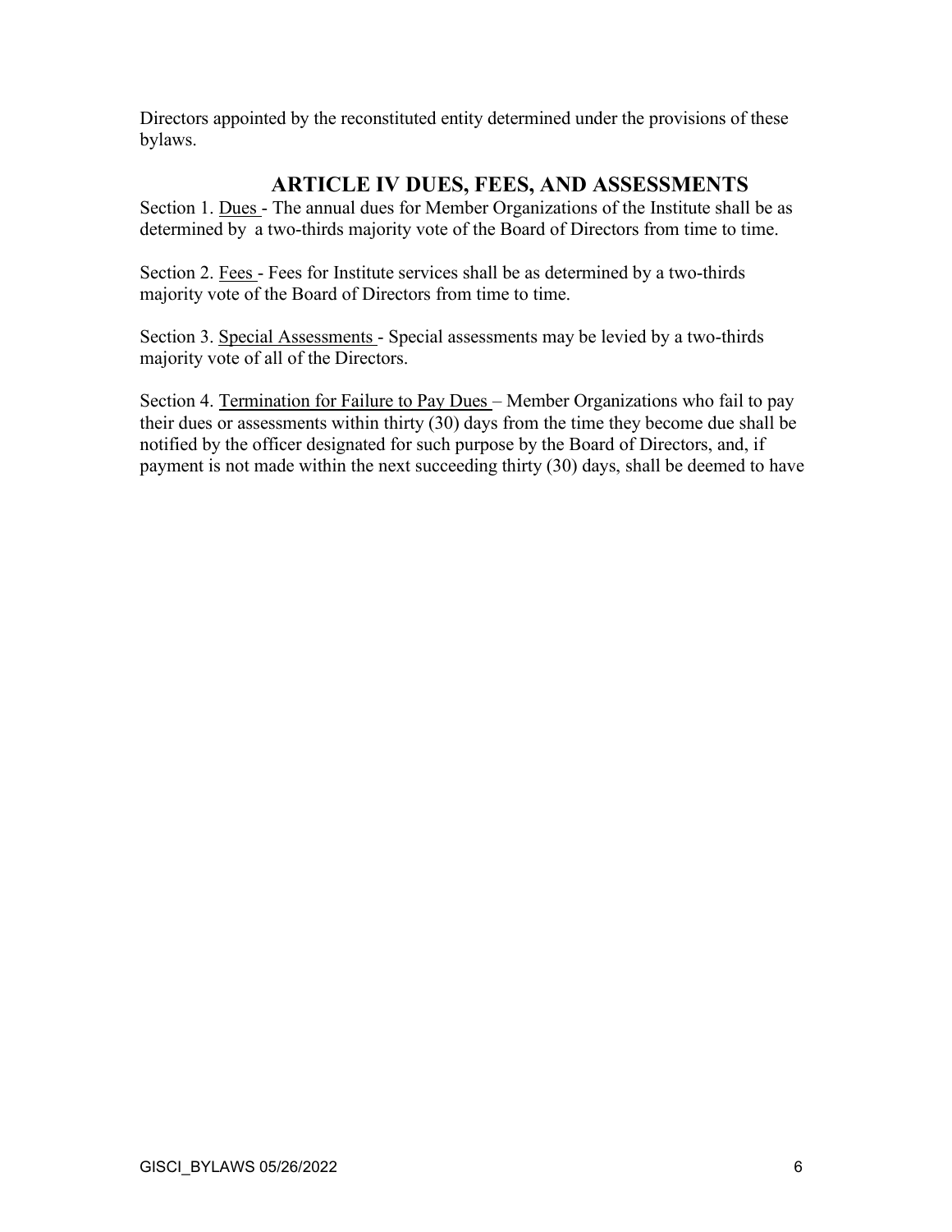Directors appointed by the reconstituted entity determined under the provisions of these bylaws.

## ARTICLE IV DUES, FEES, AND ASSESSMENTS

Section 1. Dues - The annual dues for Member Organizations of the Institute shall be as determined by a two-thirds majority vote of the Board of Directors from time to time.

Section 2. Fees - Fees for Institute services shall be as determined by a two-thirds majority vote of the Board of Directors from time to time.

Section 3. Special Assessments - Special assessments may be levied by a two-thirds majority vote of all of the Directors.

Section 4. Termination for Failure to Pay Dues – Member Organizations who fail to pay their dues or assessments within thirty (30) days from the time they become due shall be notified by the officer designated for such purpose by the Board of Directors, and, if payment is not made within the next succeeding thirty (30) days, shall be deemed to have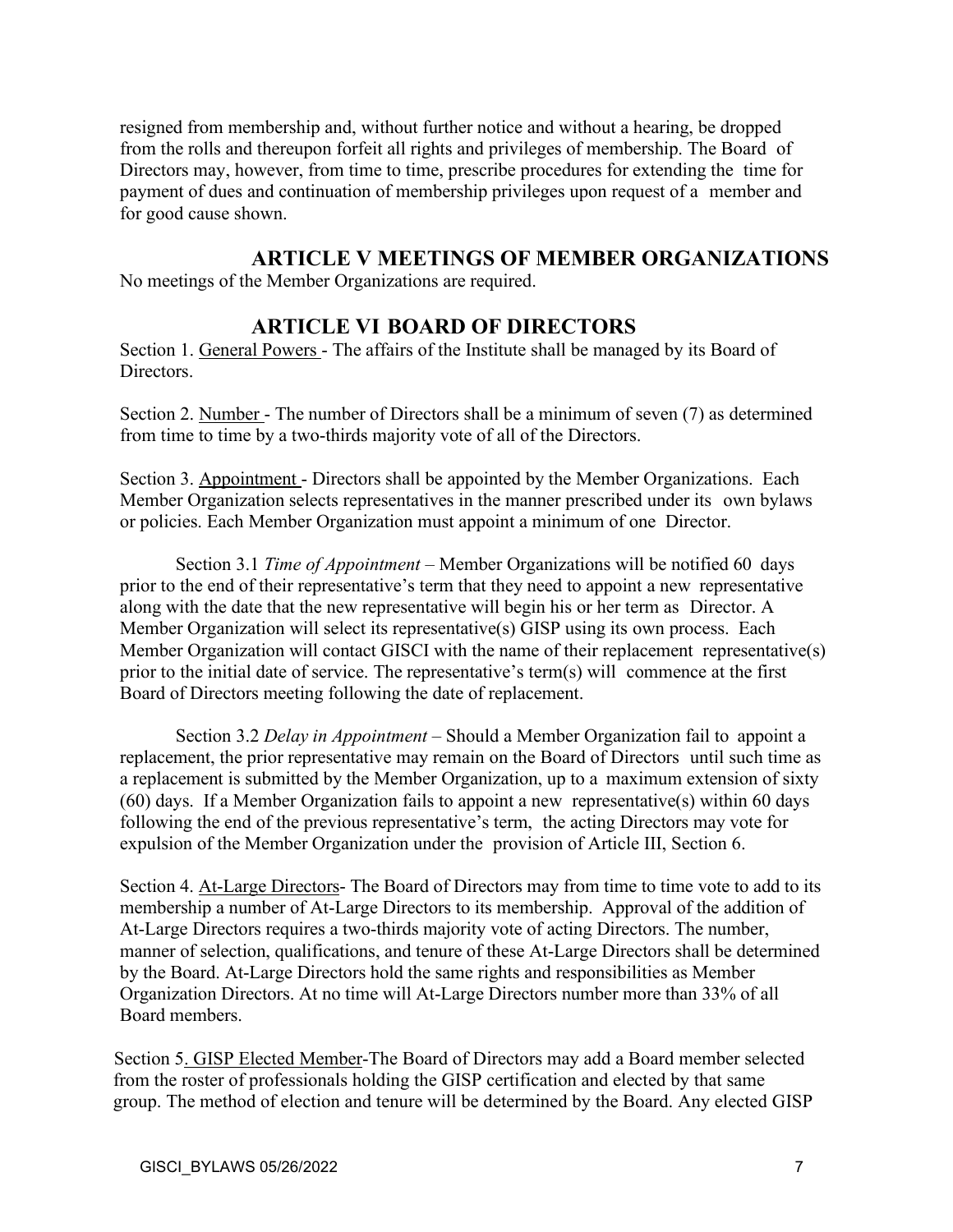resigned from membership and, without further notice and without a hearing, be dropped from the rolls and thereupon forfeit all rights and privileges of membership. The Board of Directors may, however, from time to time, prescribe procedures for extending the time for payment of dues and continuation of membership privileges upon request of a member and for good cause shown.

## ARTICLE V MEETINGS OF MEMBER ORGANIZATIONS

No meetings of the Member Organizations are required.

## ARTICLE VI BOARD OF DIRECTORS

Section 1. General Powers - The affairs of the Institute shall be managed by its Board of Directors.

Section 2. Number - The number of Directors shall be a minimum of seven (7) as determined from time to time by a two-thirds majority vote of all of the Directors.

Section 3. Appointment - Directors shall be appointed by the Member Organizations. Each Member Organization selects representatives in the manner prescribed under its own bylaws or policies. Each Member Organization must appoint a minimum of one Director.

Section 3.1 *Time of Appointment* – Member Organizations will be notified 60 days prior to the end of their representative's term that they need to appoint a new representative along with the date that the new representative will begin his or her term as Director. A Member Organization will select its representative(s) GISP using its own process. Each Member Organization will contact GISCI with the name of their replacement representative(s) prior to the initial date of service. The representative's term(s) will commence at the first Board of Directors meeting following the date of replacement.

Section 3.2 *Delay in Appointment* – Should a Member Organization fail to appoint a replacement, the prior representative may remain on the Board of Directors until such time as a replacement is submitted by the Member Organization, up to a maximum extension of sixty (60) days. If a Member Organization fails to appoint a new representative(s) within 60 days following the end of the previous representative's term, the acting Directors may vote for expulsion of the Member Organization under the provision of Article III, Section 6.

Section 4. At-Large Directors- The Board of Directors may from time to time vote to add to its membership a number of At-Large Directors to its membership. Approval of the addition of At-Large Directors requires a two-thirds majority vote of acting Directors. The number, manner of selection, qualifications, and tenure of these At-Large Directors shall be determined by the Board. At-Large Directors hold the same rights and responsibilities as Member Organization Directors. At no time will At-Large Directors number more than 33% of all Board members.

Section 5. GISP Elected Member-The Board of Directors may add a Board member selected from the roster of professionals holding the GISP certification and elected by that same group. The method of election and tenure will be determined by the Board. Any elected GISP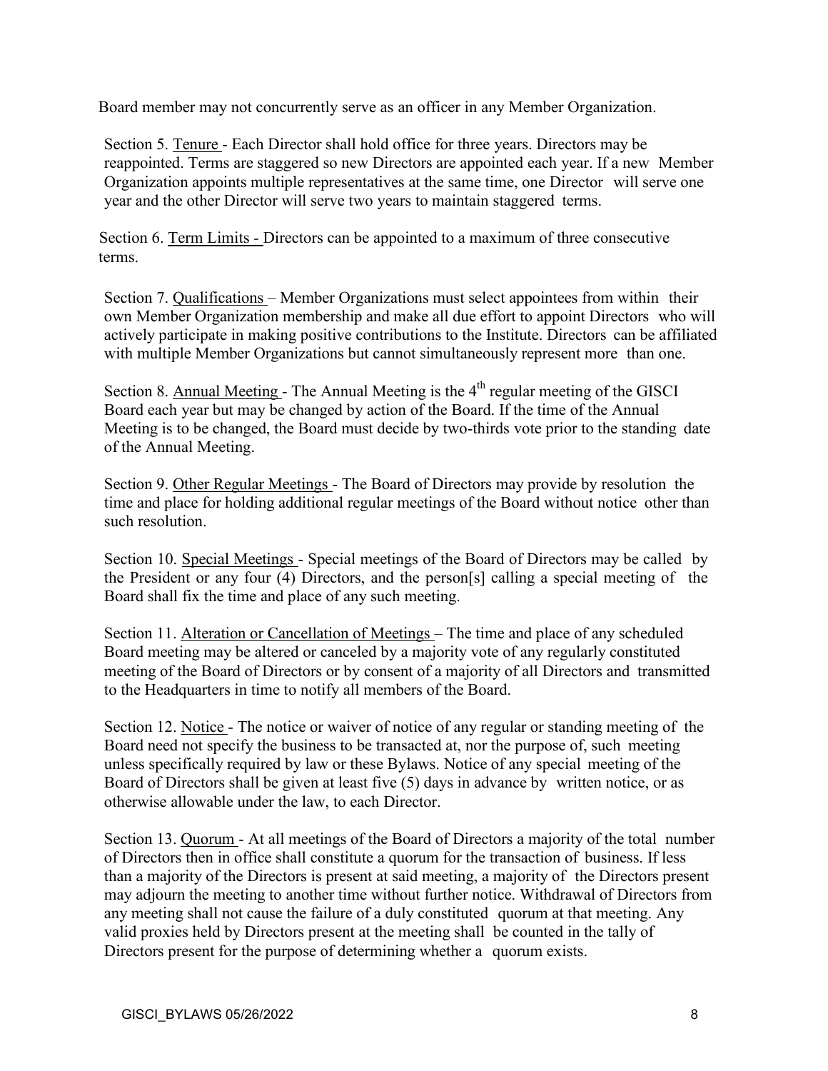Board member may not concurrently serve as an officer in any Member Organization.

Section 5. Tenure - Each Director shall hold office for three years. Directors may be reappointed. Terms are staggered so new Directors are appointed each year. If a new Member Organization appoints multiple representatives at the same time, one Director will serve one year and the other Director will serve two years to maintain staggered terms.

Section 6. Term Limits - Directors can be appointed to a maximum of three consecutive terms.

Section 7. Qualifications – Member Organizations must select appointees from within their own Member Organization membership and make all due effort to appoint Directors who will actively participate in making positive contributions to the Institute. Directors can be affiliated with multiple Member Organizations but cannot simultaneously represent more than one.

Section 8. Annual Meeting - The Annual Meeting is the 4th regular meeting of the GISCI Board each year but may be changed by action of the Board. If the time of the Annual Meeting is to be changed, the Board must decide by two-thirds vote prior to the standing date of the Annual Meeting.

Section 9. Other Regular Meetings - The Board of Directors may provide by resolution the time and place for holding additional regular meetings of the Board without notice other than such resolution.

Section 10. Special Meetings - Special meetings of the Board of Directors may be called by the President or any four (4) Directors, and the person[s] calling a special meeting of the Board shall fix the time and place of any such meeting.

Section 11. Alteration or Cancellation of Meetings – The time and place of any scheduled Board meeting may be altered or canceled by a majority vote of any regularly constituted meeting of the Board of Directors or by consent of a majority of all Directors and transmitted to the Headquarters in time to notify all members of the Board.

Section 12. Notice - The notice or waiver of notice of any regular or standing meeting of the Board need not specify the business to be transacted at, nor the purpose of, such meeting unless specifically required by law or these Bylaws. Notice of any special meeting of the Board of Directors shall be given at least five (5) days in advance by written notice, or as otherwise allowable under the law, to each Director.

Section 13. Quorum - At all meetings of the Board of Directors a majority of the total number of Directors then in office shall constitute a quorum for the transaction of business. If less than a majority of the Directors is present at said meeting, a majority of the Directors present may adjourn the meeting to another time without further notice. Withdrawal of Directors from any meeting shall not cause the failure of a duly constituted quorum at that meeting. Any valid proxies held by Directors present at the meeting shall be counted in the tally of Directors present for the purpose of determining whether a quorum exists.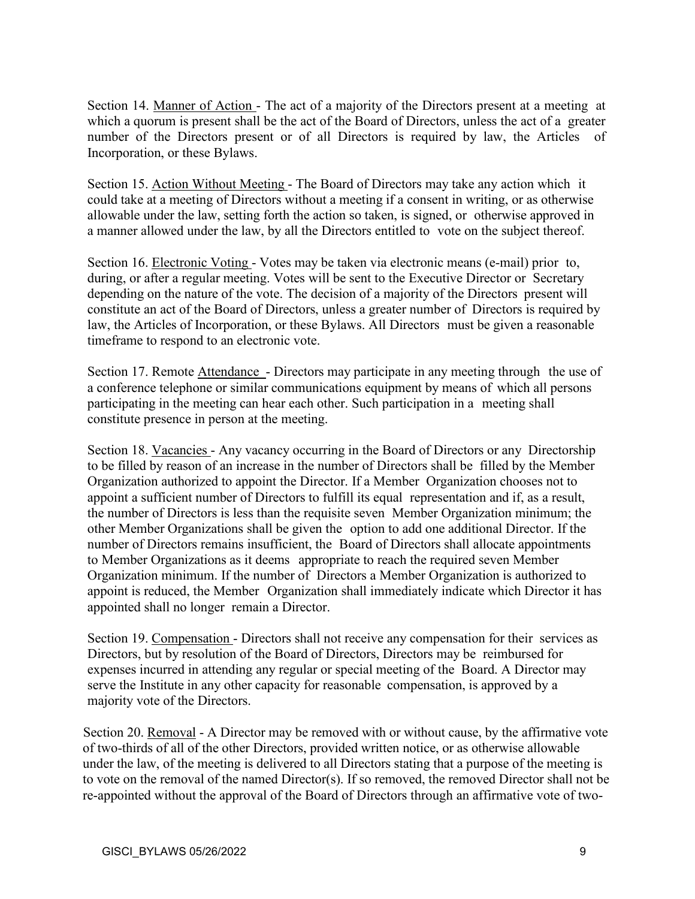Section 14. Manner of Action - The act of a majority of the Directors present at a meeting at which a quorum is present shall be the act of the Board of Directors, unless the act of a greater number of the Directors present or of all Directors is required by law, the Articles of Incorporation, or these Bylaws.

Section 15. Action Without Meeting - The Board of Directors may take any action which it could take at a meeting of Directors without a meeting if a consent in writing, or as otherwise allowable under the law, setting forth the action so taken, is signed, or otherwise approved in a manner allowed under the law, by all the Directors entitled to vote on the subject thereof.

Section 16. Electronic Voting - Votes may be taken via electronic means (e-mail) prior to, during, or after a regular meeting. Votes will be sent to the Executive Director or Secretary depending on the nature of the vote. The decision of a majority of the Directors present will constitute an act of the Board of Directors, unless a greater number of Directors is required by law, the Articles of Incorporation, or these Bylaws. All Directors must be given a reasonable timeframe to respond to an electronic vote.

Section 17. Remote Attendance - Directors may participate in any meeting through the use of a conference telephone or similar communications equipment by means of which all persons participating in the meeting can hear each other. Such participation in a meeting shall constitute presence in person at the meeting.

Section 18. Vacancies - Any vacancy occurring in the Board of Directors or any Directorship to be filled by reason of an increase in the number of Directors shall be filled by the Member Organization authorized to appoint the Director. If a Member Organization chooses not to appoint a sufficient number of Directors to fulfill its equal representation and if, as a result, the number of Directors is less than the requisite seven Member Organization minimum; the other Member Organizations shall be given the option to add one additional Director. If the number of Directors remains insufficient, the Board of Directors shall allocate appointments to Member Organizations as it deems appropriate to reach the required seven Member Organization minimum. If the number of Directors a Member Organization is authorized to appoint is reduced, the Member Organization shall immediately indicate which Director it has appointed shall no longer remain a Director.

Section 19. Compensation - Directors shall not receive any compensation for their services as Directors, but by resolution of the Board of Directors, Directors may be reimbursed for expenses incurred in attending any regular or special meeting of the Board. A Director may serve the Institute in any other capacity for reasonable compensation, is approved by a majority vote of the Directors.

Section 20. Removal - A Director may be removed with or without cause, by the affirmative vote of two-thirds of all of the other Directors, provided written notice, or as otherwise allowable under the law, of the meeting is delivered to all Directors stating that a purpose of the meeting is to vote on the removal of the named Director(s). If so removed, the removed Director shall not be re-appointed without the approval of the Board of Directors through an affirmative vote of two-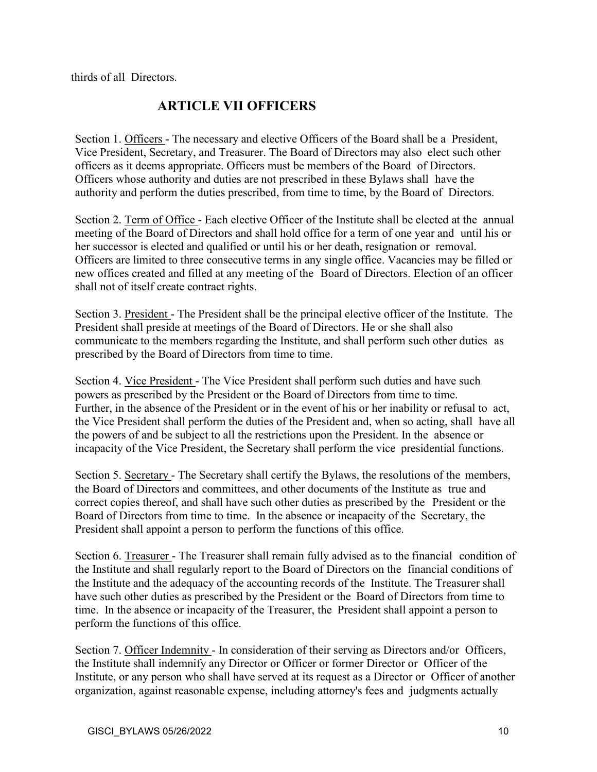thirds of all Directors.

## ARTICLE VII OFFICERS

Section 1. Officers - The necessary and elective Officers of the Board shall be a President, Vice President, Secretary, and Treasurer. The Board of Directors may also elect such other officers as it deems appropriate. Officers must be members of the Board of Directors. Officers whose authority and duties are not prescribed in these Bylaws shall have the authority and perform the duties prescribed, from time to time, by the Board of Directors.

Section 2. Term of Office - Each elective Officer of the Institute shall be elected at the annual meeting of the Board of Directors and shall hold office for a term of one year and until his or her successor is elected and qualified or until his or her death, resignation or removal. Officers are limited to three consecutive terms in any single office. Vacancies may be filled or new offices created and filled at any meeting of the Board of Directors. Election of an officer shall not of itself create contract rights.

Section 3. President - The President shall be the principal elective officer of the Institute. The President shall preside at meetings of the Board of Directors. He or she shall also communicate to the members regarding the Institute, and shall perform such other duties as prescribed by the Board of Directors from time to time.

Section 4. Vice President - The Vice President shall perform such duties and have such powers as prescribed by the President or the Board of Directors from time to time. Further, in the absence of the President or in the event of his or her inability or refusal to act, the Vice President shall perform the duties of the President and, when so acting, shall have all the powers of and be subject to all the restrictions upon the President. In the absence or incapacity of the Vice President, the Secretary shall perform the vice presidential functions.

Section 5. Secretary - The Secretary shall certify the Bylaws, the resolutions of the members, the Board of Directors and committees, and other documents of the Institute as true and correct copies thereof, and shall have such other duties as prescribed by the President or the Board of Directors from time to time. In the absence or incapacity of the Secretary, the President shall appoint a person to perform the functions of this office.

Section 6. Treasurer - The Treasurer shall remain fully advised as to the financial condition of the Institute and shall regularly report to the Board of Directors on the financial conditions of the Institute and the adequacy of the accounting records of the Institute. The Treasurer shall have such other duties as prescribed by the President or the Board of Directors from time to time. In the absence or incapacity of the Treasurer, the President shall appoint a person to perform the functions of this office.

Section 7. Officer Indemnity - In consideration of their serving as Directors and/or Officers, the Institute shall indemnify any Director or Officer or former Director or Officer of the Institute, or any person who shall have served at its request as a Director or Officer of another organization, against reasonable expense, including attorney's fees and judgments actually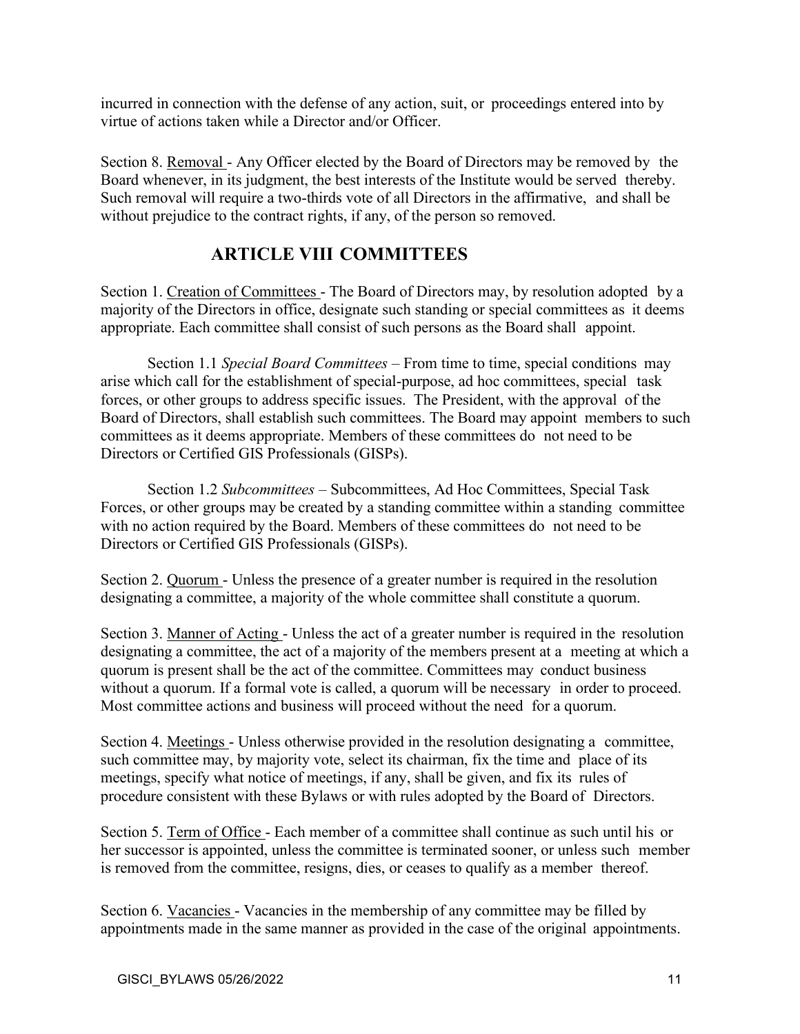incurred in connection with the defense of any action, suit, or proceedings entered into by virtue of actions taken while a Director and/or Officer.

Section 8. Removal - Any Officer elected by the Board of Directors may be removed by the Board whenever, in its judgment, the best interests of the Institute would be served thereby. Such removal will require a two-thirds vote of all Directors in the affirmative, and shall be without prejudice to the contract rights, if any, of the person so removed.

## ARTICLE VIII COMMITTEES

Section 1. Creation of Committees - The Board of Directors may, by resolution adopted by a majority of the Directors in office, designate such standing or special committees as it deems appropriate. Each committee shall consist of such persons as the Board shall appoint.

Section 1.1 *Special Board Committees* – From time to time, special conditions may arise which call for the establishment of special-purpose, ad hoc committees, special task forces, or other groups to address specific issues. The President, with the approval of the Board of Directors, shall establish such committees. The Board may appoint members to such committees as it deems appropriate. Members of these committees do not need to be Directors or Certified GIS Professionals (GISPs).

Section 1.2 *Subcommittees* – Subcommittees, Ad Hoc Committees, Special Task Forces, or other groups may be created by a standing committee within a standing committee with no action required by the Board. Members of these committees do not need to be Directors or Certified GIS Professionals (GISPs).

Section 2. Quorum - Unless the presence of a greater number is required in the resolution designating a committee, a majority of the whole committee shall constitute a quorum.

Section 3. Manner of Acting - Unless the act of a greater number is required in the resolution designating a committee, the act of a majority of the members present at a meeting at which a quorum is present shall be the act of the committee. Committees may conduct business without a quorum. If a formal vote is called, a quorum will be necessary in order to proceed. Most committee actions and business will proceed without the need for a quorum.

Section 4. Meetings - Unless otherwise provided in the resolution designating a committee, such committee may, by majority vote, select its chairman, fix the time and place of its meetings, specify what notice of meetings, if any, shall be given, and fix its rules of procedure consistent with these Bylaws or with rules adopted by the Board of Directors.

Section 5. Term of Office - Each member of a committee shall continue as such until his or her successor is appointed, unless the committee is terminated sooner, or unless such member is removed from the committee, resigns, dies, or ceases to qualify as a member thereof.

Section 6. Vacancies - Vacancies in the membership of any committee may be filled by appointments made in the same manner as provided in the case of the original appointments.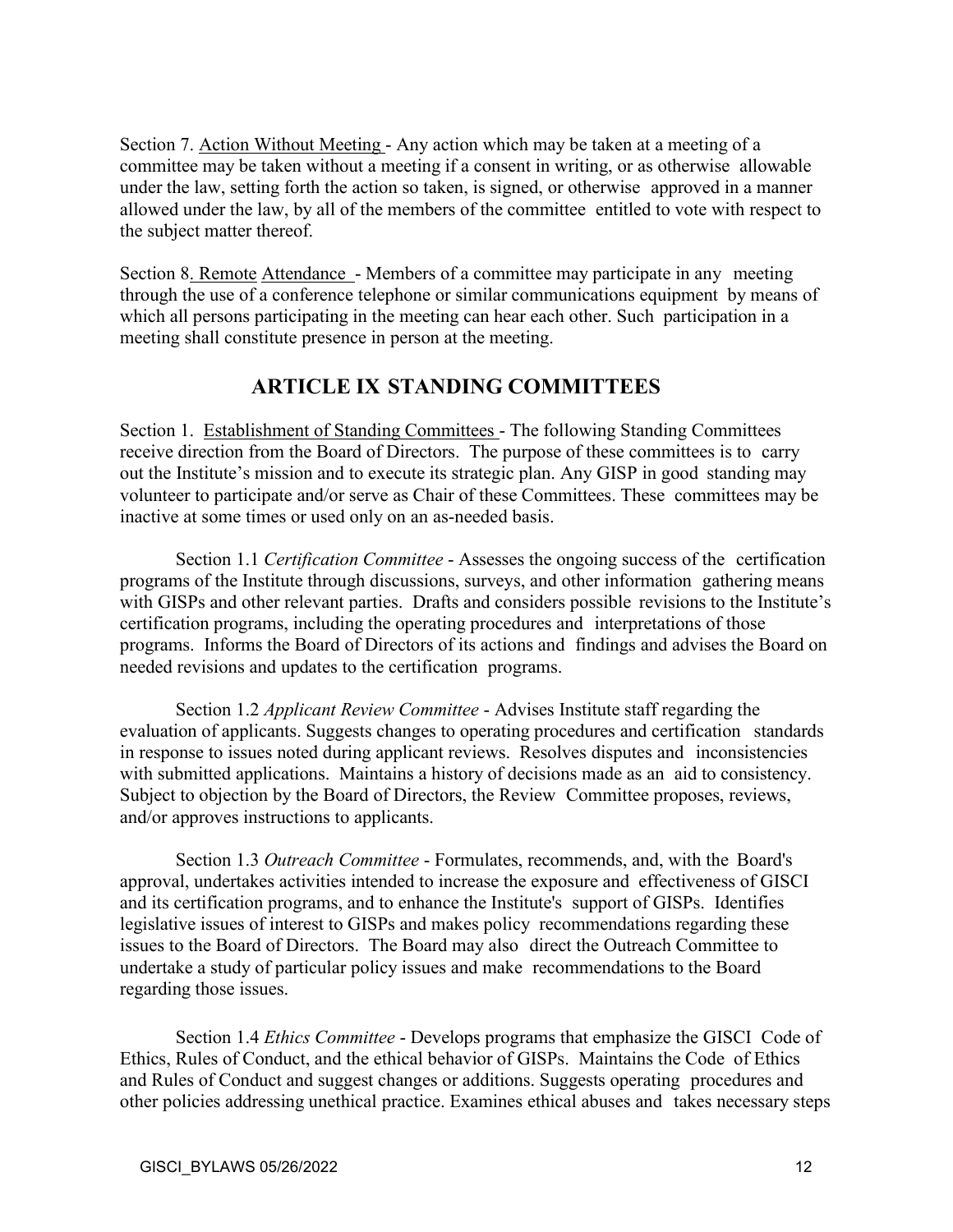Section 7. Action Without Meeting - Any action which may be taken at a meeting of a committee may be taken without a meeting if a consent in writing, or as otherwise allowable under the law, setting forth the action so taken, is signed, or otherwise approved in a manner allowed under the law, by all of the members of the committee entitled to vote with respect to the subject matter thereof.

Section 8. Remote Attendance - Members of a committee may participate in any meeting through the use of a conference telephone or similar communications equipment by means of which all persons participating in the meeting can hear each other. Such participation in a meeting shall constitute presence in person at the meeting.

## ARTICLE IX STANDING COMMITTEES

Section 1. Establishment of Standing Committees - The following Standing Committees receive direction from the Board of Directors. The purpose of these committees is to carry out the Institute's mission and to execute its strategic plan. Any GISP in good standing may volunteer to participate and/or serve as Chair of these Committees. These committees may be inactive at some times or used only on an as-needed basis.

Section 1.1 *Certification Committee* - Assesses the ongoing success of the certification programs of the Institute through discussions, surveys, and other information gathering means with GISPs and other relevant parties. Drafts and considers possible revisions to the Institute's certification programs, including the operating procedures and interpretations of those programs. Informs the Board of Directors of its actions and findings and advises the Board on needed revisions and updates to the certification programs.

Section 1.2 *Applicant Review Committee* - Advises Institute staff regarding the evaluation of applicants. Suggests changes to operating procedures and certification standards in response to issues noted during applicant reviews. Resolves disputes and inconsistencies with submitted applications. Maintains a history of decisions made as an aid to consistency. Subject to objection by the Board of Directors, the Review Committee proposes, reviews, and/or approves instructions to applicants.

Section 1.3 *Outreach Committee* - Formulates, recommends, and, with the Board's approval, undertakes activities intended to increase the exposure and effectiveness of GISCI and its certification programs, and to enhance the Institute's support of GISPs. Identifies legislative issues of interest to GISPs and makes policy recommendations regarding these issues to the Board of Directors. The Board may also direct the Outreach Committee to undertake a study of particular policy issues and make recommendations to the Board regarding those issues.

Section 1.4 *Ethics Committee* - Develops programs that emphasize the GISCI Code of Ethics, Rules of Conduct, and the ethical behavior of GISPs. Maintains the Code of Ethics and Rules of Conduct and suggest changes or additions. Suggests operating procedures and other policies addressing unethical practice. Examines ethical abuses and takes necessary steps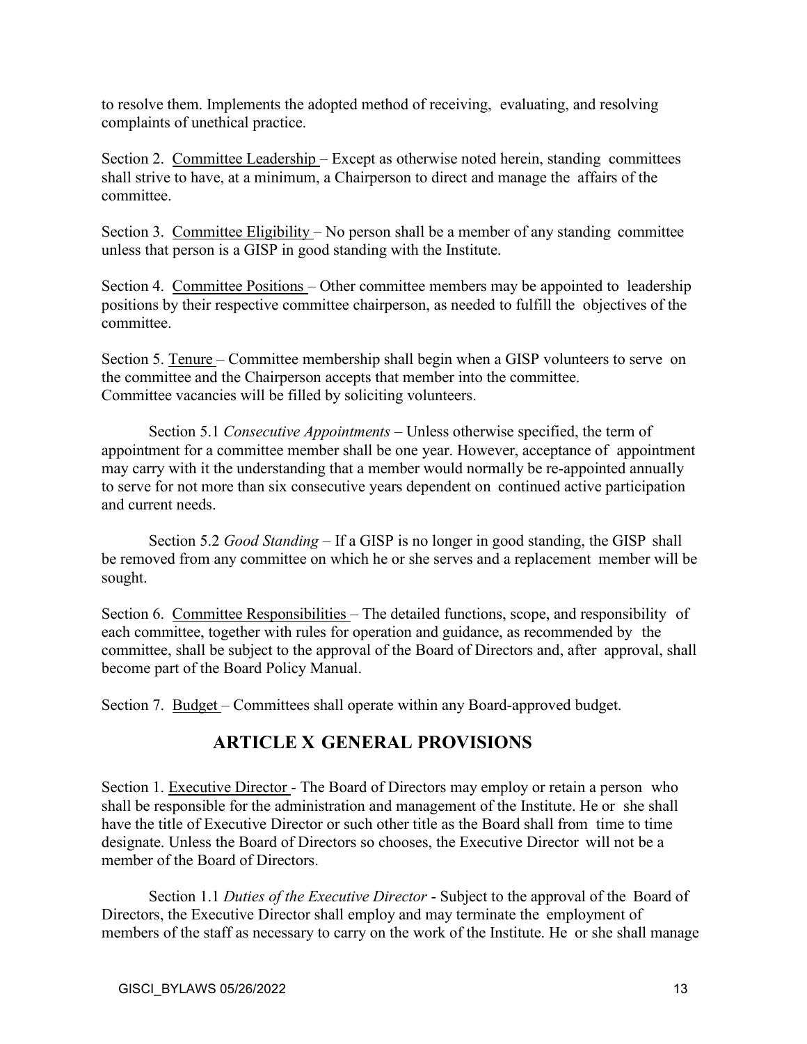to resolve them. Implements the adopted method of receiving, evaluating, and resolving complaints of unethical practice.

Section 2. Committee Leadership – Except as otherwise noted herein, standing committees shall strive to have, at a minimum, a Chairperson to direct and manage the affairs of the committee.

Section 3. Committee Eligibility – No person shall be a member of any standing committee unless that person is a GISP in good standing with the Institute.

Section 4. Committee Positions – Other committee members may be appointed to leadership positions by their respective committee chairperson, as needed to fulfill the objectives of the committee.

Section 5. Tenure – Committee membership shall begin when a GISP volunteers to serve on the committee and the Chairperson accepts that member into the committee. Committee vacancies will be filled by soliciting volunteers.

Section 5.1 *Consecutive Appointments* – Unless otherwise specified, the term of appointment for a committee member shall be one year. However, acceptance of appointment may carry with it the understanding that a member would normally be re-appointed annually to serve for not more than six consecutive years dependent on continued active participation and current needs.

Section 5.2 *Good Standing* – If a GISP is no longer in good standing, the GISP shall be removed from any committee on which he or she serves and a replacement member will be sought.

Section 6. Committee Responsibilities – The detailed functions, scope, and responsibility of each committee, together with rules for operation and guidance, as recommended by the committee, shall be subject to the approval of the Board of Directors and, after approval, shall become part of the Board Policy Manual.

Section 7. Budget – Committees shall operate within any Board-approved budget.

## ARTICLE X GENERAL PROVISIONS

Section 1. Executive Director - The Board of Directors may employ or retain a person who shall be responsible for the administration and management of the Institute. He or she shall have the title of Executive Director or such other title as the Board shall from time to time designate. Unless the Board of Directors so chooses, the Executive Director will not be a member of the Board of Directors.

Section 1.1 *Duties of the Executive Director* - Subject to the approval of the Board of Directors, the Executive Director shall employ and may terminate the employment of members of the staff as necessary to carry on the work of the Institute. He or she shall manage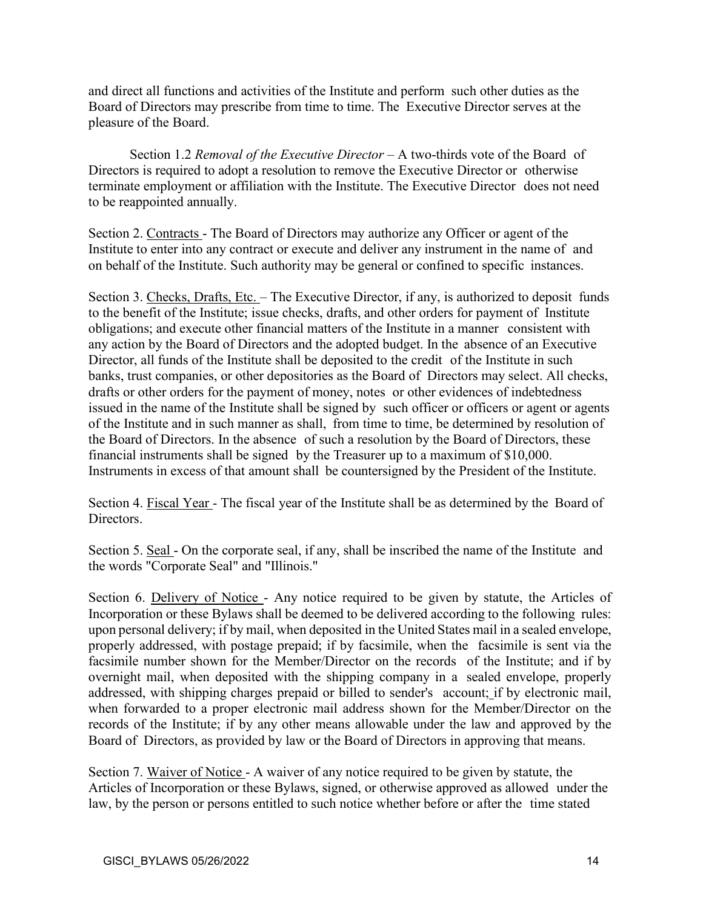and direct all functions and activities of the Institute and perform such other duties as the Board of Directors may prescribe from time to time. The Executive Director serves at the pleasure of the Board.

Section 1.2 *Removal of the Executive Director* – A two-thirds vote of the Board of Directors is required to adopt a resolution to remove the Executive Director or otherwise terminate employment or affiliation with the Institute. The Executive Director does not need to be reappointed annually.

Section 2. Contracts - The Board of Directors may authorize any Officer or agent of the Institute to enter into any contract or execute and deliver any instrument in the name of and on behalf of the Institute. Such authority may be general or confined to specific instances.

Section 3. Checks, Drafts, Etc. – The Executive Director, if any, is authorized to deposit funds to the benefit of the Institute; issue checks, drafts, and other orders for payment of Institute obligations; and execute other financial matters of the Institute in a manner consistent with any action by the Board of Directors and the adopted budget. In the absence of an Executive Director, all funds of the Institute shall be deposited to the credit of the Institute in such banks, trust companies, or other depositories as the Board of Directors may select. All checks, drafts or other orders for the payment of money, notes or other evidences of indebtedness issued in the name of the Institute shall be signed by such officer or officers or agent or agents of the Institute and in such manner as shall, from time to time, be determined by resolution of the Board of Directors. In the absence of such a resolution by the Board of Directors, these financial instruments shall be signed by the Treasurer up to a maximum of $10,000. Instruments in excess of that amount shall be countersigned by the President of the Institute.

Section 4. Fiscal Year - The fiscal year of the Institute shall be as determined by the Board of Directors.

Section 5. Seal - On the corporate seal, if any, shall be inscribed the name of the Institute and the words "Corporate Seal" and "Illinois."

Section 6. Delivery of Notice - Any notice required to be given by statute, the Articles of Incorporation or these Bylaws shall be deemed to be delivered according to the following rules: upon personal delivery; if by mail, when deposited in the United States mail in a sealed envelope, properly addressed, with postage prepaid; if by facsimile, when the facsimile is sent via the facsimile number shown for the Member/Director on the records of the Institute; and if by overnight mail, when deposited with the shipping company in a sealed envelope, properly addressed, with shipping charges prepaid or billed to sender's account; if by electronic mail, when forwarded to a proper electronic mail address shown for the Member/Director on the records of the Institute; if by any other means allowable under the law and approved by the Board of Directors, as provided by law or the Board of Directors in approving that means.

Section 7. Waiver of Notice - A waiver of any notice required to be given by statute, the Articles of Incorporation or these Bylaws, signed, or otherwise approved as allowed under the law, by the person or persons entitled to such notice whether before or after the time stated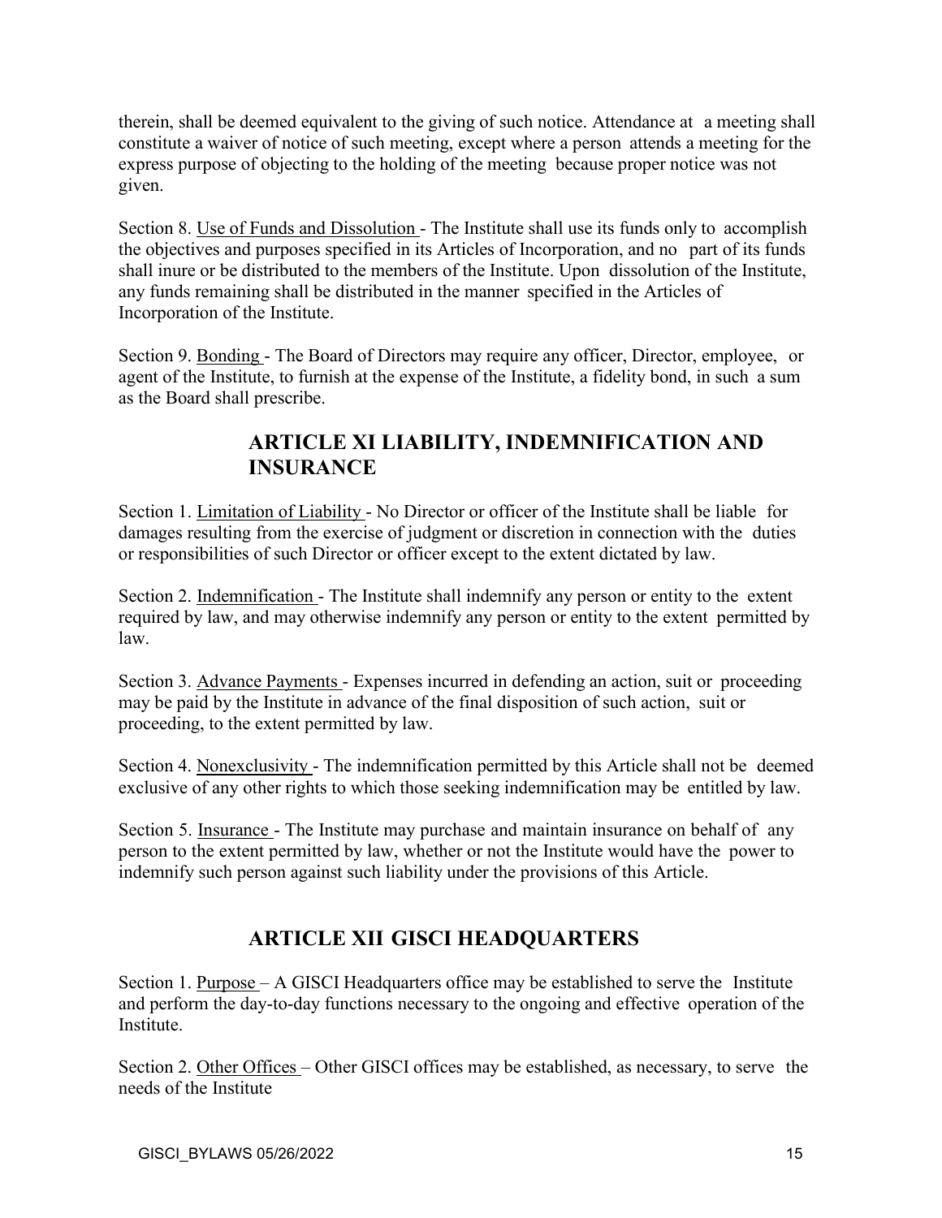therein, shall be deemed equivalent to the giving of such notice. Attendance at a meeting shall constitute a waiver of notice of such meeting, except where a person attends a meeting for the express purpose of objecting to the holding of the meeting because proper notice was not given.

Section 8. Use of Funds and Dissolution - The Institute shall use its funds only to accomplish the objectives and purposes specified in its Articles of Incorporation, and no part of its funds shall inure or be distributed to the members of the Institute. Upon dissolution of the Institute, any funds remaining shall be distributed in the manner specified in the Articles of Incorporation of the Institute.

Section 9. Bonding - The Board of Directors may require any officer, Director, employee, or agent of the Institute, to furnish at the expense of the Institute, a fidelity bond, in such a sum as the Board shall prescribe.

## ARTICLE XI LIABILITY, INDEMNIFICATION AND INSURANCE

Section 1. Limitation of Liability - No Director or officer of the Institute shall be liable for damages resulting from the exercise of judgment or discretion in connection with the duties or responsibilities of such Director or officer except to the extent dictated by law.

Section 2. Indemnification - The Institute shall indemnify any person or entity to the extent required by law, and may otherwise indemnify any person or entity to the extent permitted by law.

Section 3. Advance Payments - Expenses incurred in defending an action, suit or proceeding may be paid by the Institute in advance of the final disposition of such action, suit or proceeding, to the extent permitted by law.

Section 4. Nonexclusivity - The indemnification permitted by this Article shall not be deemed exclusive of any other rights to which those seeking indemnification may be entitled by law.

Section 5. Insurance - The Institute may purchase and maintain insurance on behalf of any person to the extent permitted by law, whether or not the Institute would have the power to indemnify such person against such liability under the provisions of this Article.

## ARTICLE XII GISCI HEADQUARTERS

Section 1. Purpose – A GISCI Headquarters office may be established to serve the Institute and perform the day-to-day functions necessary to the ongoing and effective operation of the Institute.

Section 2. Other Offices – Other GISCI offices may be established, as necessary, to serve the needs of the Institute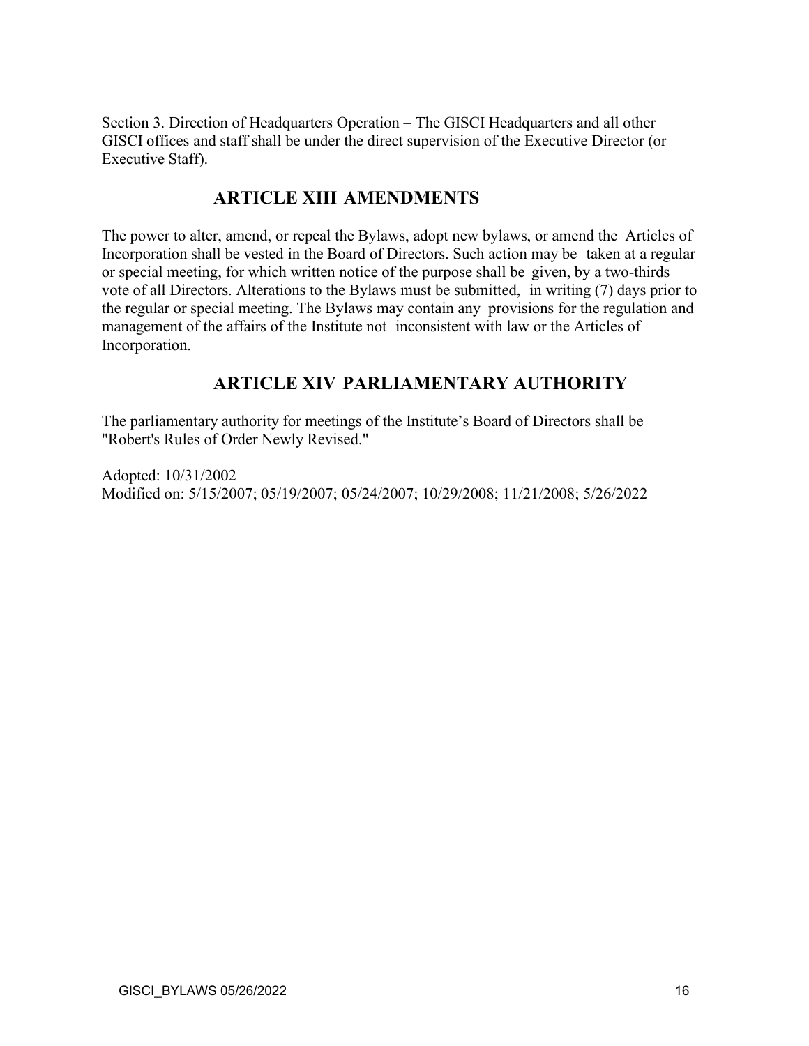Section 3. Direction of Headquarters Operation – The GISCI Headquarters and all other GISCI offices and staff shall be under the direct supervision of the Executive Director (or Executive Staff).

## ARTICLE XIII AMENDMENTS

The power to alter, amend, or repeal the Bylaws, adopt new bylaws, or amend the Articles of Incorporation shall be vested in the Board of Directors. Such action may be taken at a regular or special meeting, for which written notice of the purpose shall be given, by a two-thirds vote of all Directors. Alterations to the Bylaws must be submitted, in writing (7) days prior to the regular or special meeting. The Bylaws may contain any provisions for the regulation and management of the affairs of the Institute not inconsistent with law or the Articles of Incorporation.

## ARTICLE XIV PARLIAMENTARY AUTHORITY

The parliamentary authority for meetings of the Institute's Board of Directors shall be "Robert's Rules of Order Newly Revised."

Adopted: 10/31/2002
Modified on: 5/15/2007; 05/19/2007; 05/24/2007; 10/29/2008; 11/21/2008; 5/26/2022